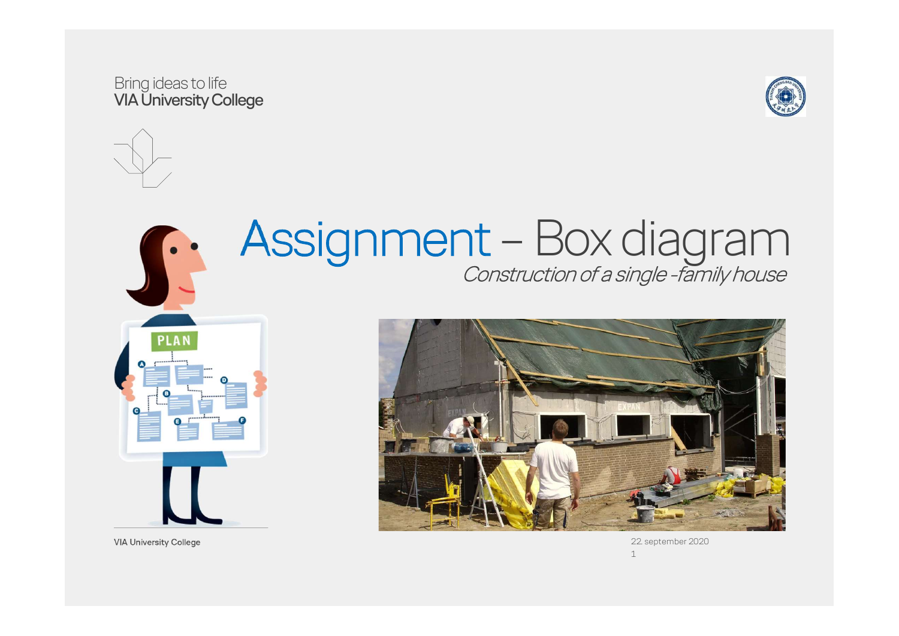Bring ideas to life
VIA University College

# Assignment – Box diagram

*Construction of a single -family house*

VIA University College

22. september 2020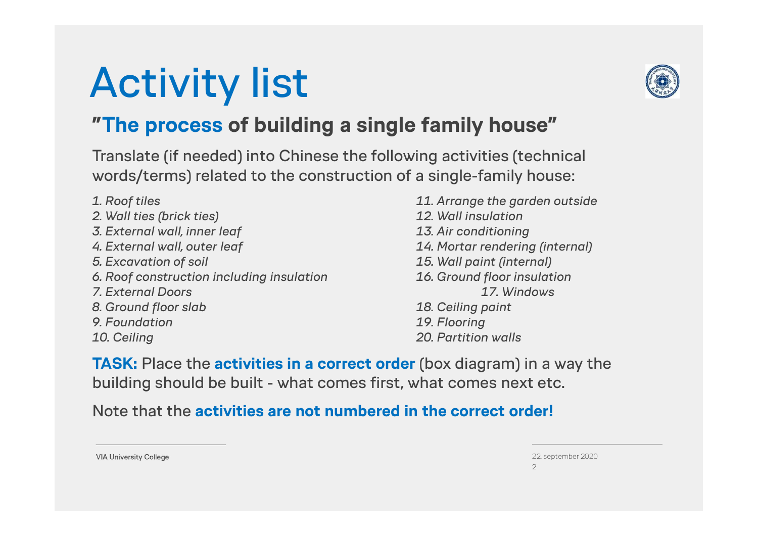# Activity list

## "**The process** of building a single family house"

Translate (if needed) into Chinese the following activities (technical words/terms) related to the construction of a single-family house:

*1. Roof tiles*
*2. Wall ties (brick ties)*
*3. External wall, inner leaf*
*4. External wall, outer leaf*
*5. Excavation of soil*
*6. Roof construction including insulation*
*7. External Doors*
*8. Ground floor slab*
*9. Foundation*
*10. Ceiling*
*11. Arrange the garden outside*
*12. Wall insulation*
*13. Air conditioning*
*14. Mortar rendering (internal)*
*15. Wall paint (internal)*
*16. Ground floor insulation*
*17. Windows*
*18. Ceiling paint*
*19. Flooring*
*20. Partition walls*

**TASK:** Place the **activities in a correct order** (box diagram) in a way the building should be built - what comes first, what comes next etc.

Note that the **activities are not numbered in the correct order!**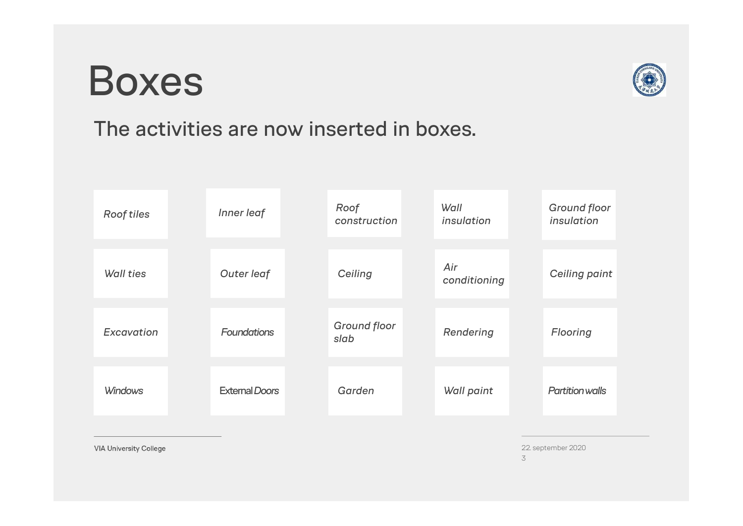# Boxes

The activities are now inserted in boxes.

| | | | | |
|---|---|---|---|---|
| *Roof tiles* | *Inner leaf* | *Roof construction* | *Wall insulation* | *Ground floor insulation* |
| *Wall ties* | *Outer leaf* | *Ceiling* | *Air conditioning* | *Ceiling paint* |
| *Excavation* | *Foundations* | *Ground floor slab* | *Rendering* | *Flooring* |
| *Windows* | *External Doors* | *Garden* | *Wall paint* | *Partition walls* |

VIA University College

22. september 2020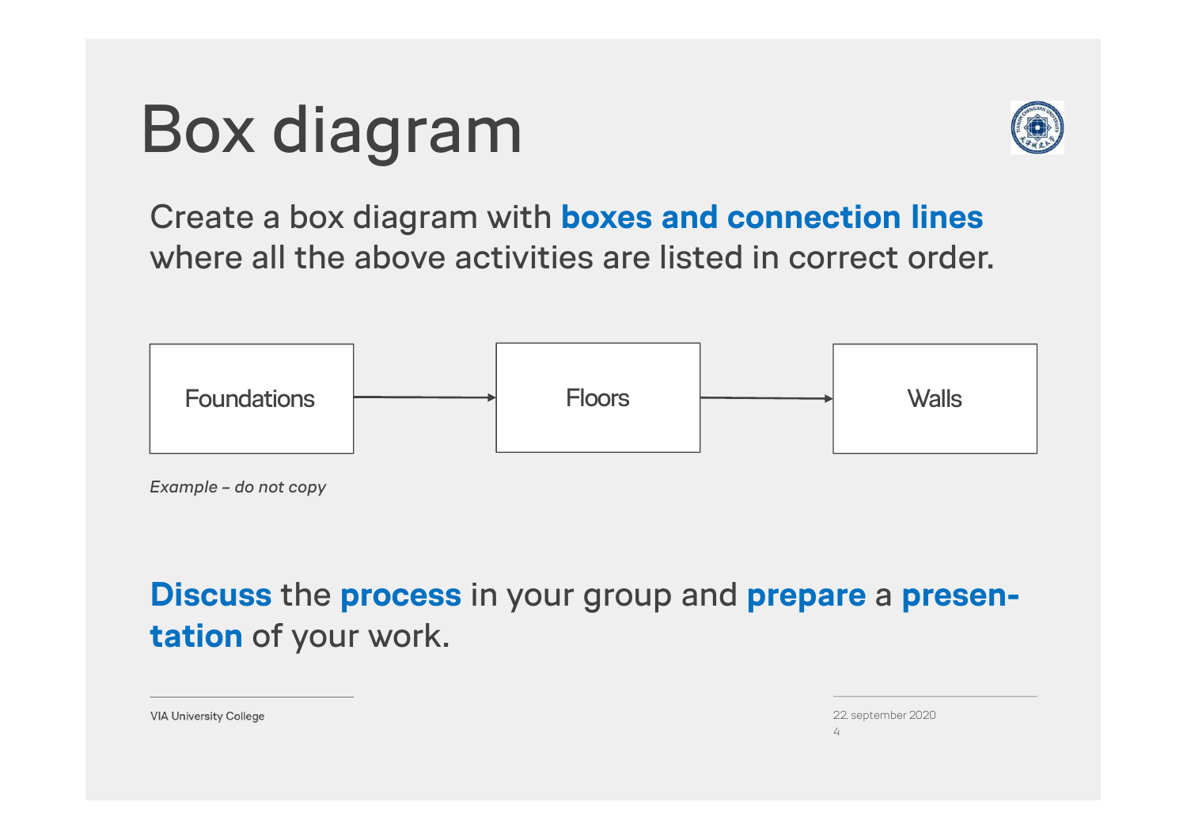# Box diagram

Create a box diagram with **boxes and connection lines** where all the above activities are listed in correct order.

Foundations → Floors → Walls

*Example – do not copy*

**Discuss** the **process** in your group and **prepare** a **presentation** of your work.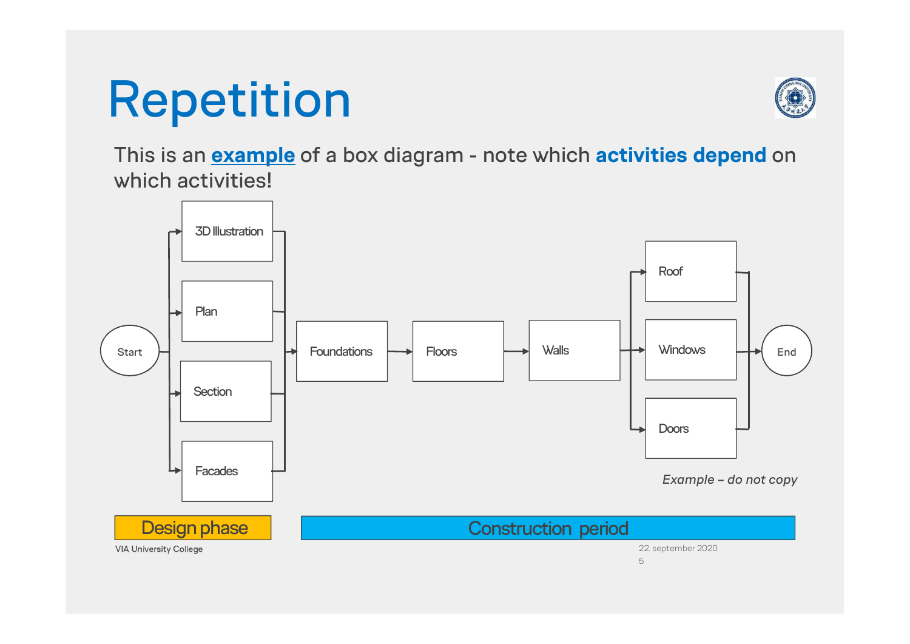# Repetition

This is an **example** of a box diagram - note which **activities depend** on which activities!

Start → 3D Illustration, Plan, Section, Facades → Foundations → Floors → Walls → Roof, Windows, Doors → End

*Example – do not copy*

Design phase | Construction period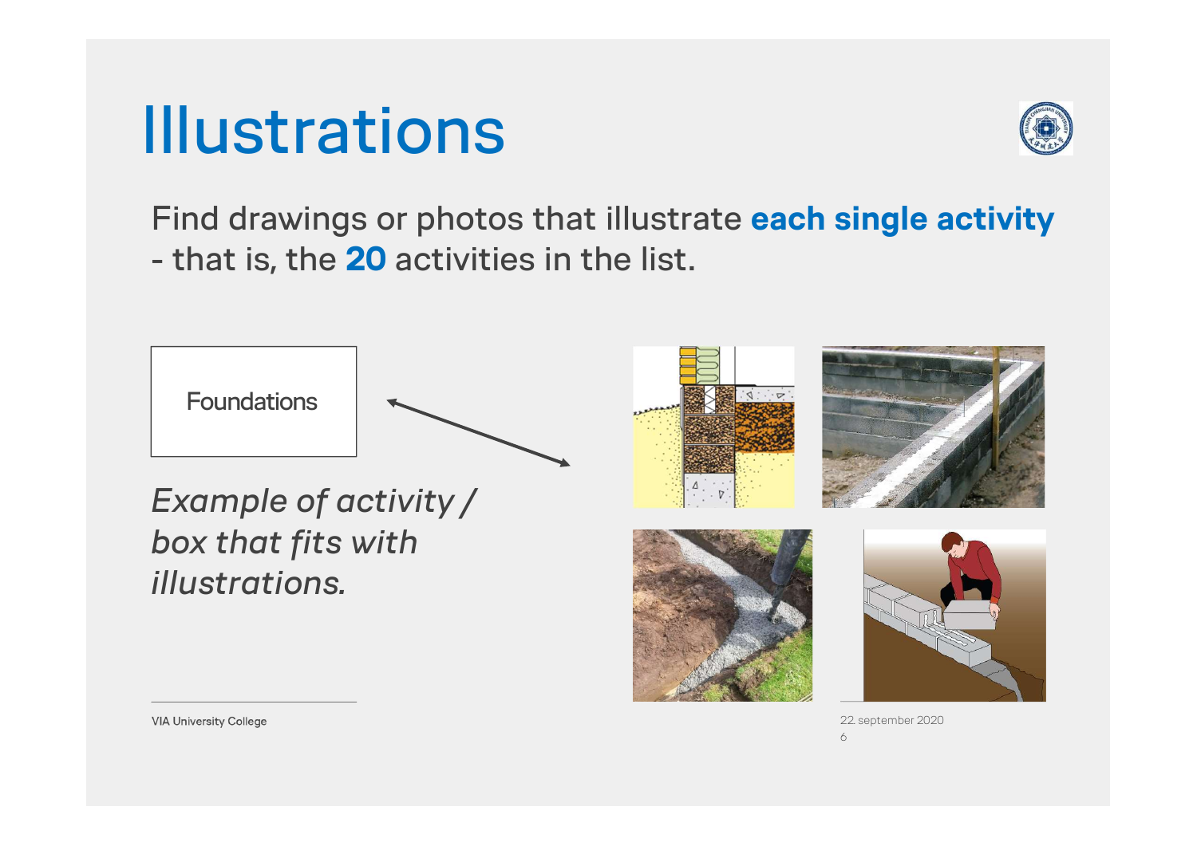# Illustrations

Find drawings or photos that illustrate **each single activity** - that is, the **20** activities in the list.

Foundations

*Example of activity / box that fits with illustrations.*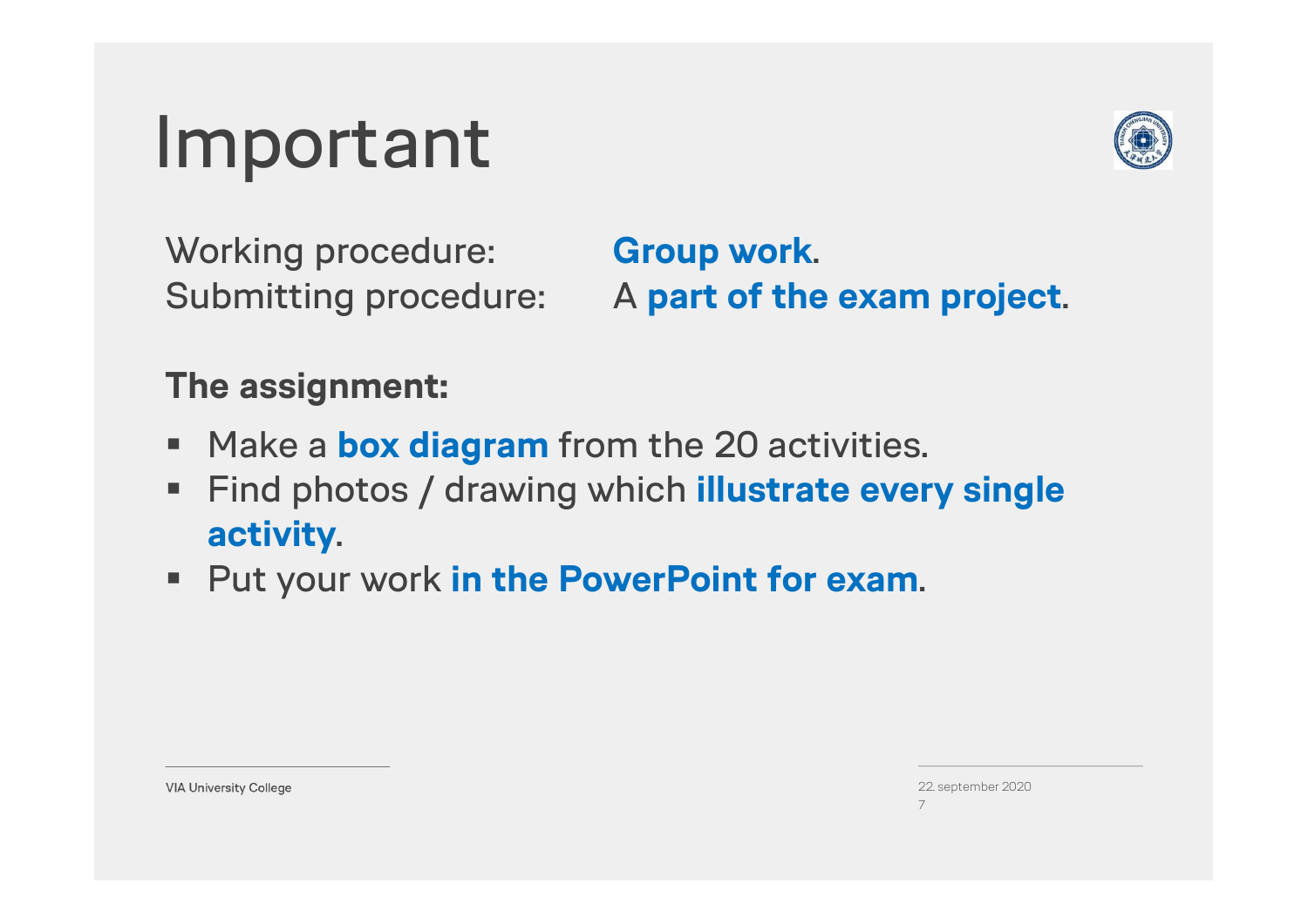# Important

Working procedure: **Group work**.
Submitting procedure: A **part of the exam project**.

**The assignment:**

- Make a **box diagram** from the 20 activities.
- Find photos / drawing which **illustrate every single activity**.
- Put your work **in the PowerPoint for exam**.